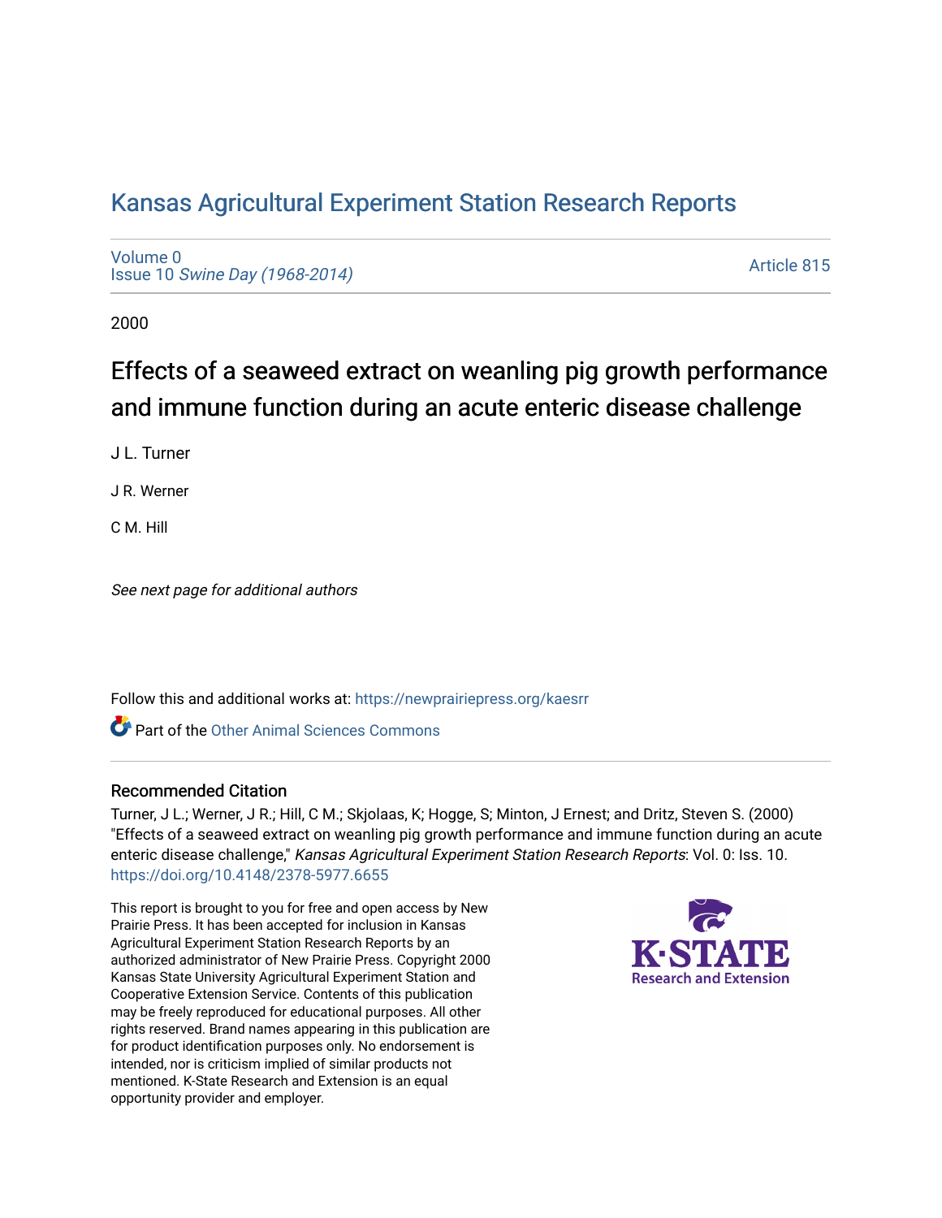# Kansas Agricultural Experiment Station Research Reports

Volume 0
Issue 10 *Swine Day (1968-2014)*

Article 815

2000

## Effects of a seaweed extract on weanling pig growth performance and immune function during an acute enteric disease challenge

J L. Turner

J R. Werner

C M. Hill

*See next page for additional authors*

Follow this and additional works at: https://newprairiepress.org/kaesrr

Part of the Other Animal Sciences Commons

### Recommended Citation

Turner, J L.; Werner, J R.; Hill, C M.; Skjolaas, K; Hogge, S; Minton, J Ernest; and Dritz, Steven S. (2000) "Effects of a seaweed extract on weanling pig growth performance and immune function during an acute enteric disease challenge," *Kansas Agricultural Experiment Station Research Reports*: Vol. 0: Iss. 10. https://doi.org/10.4148/2378-5977.6655

This report is brought to you for free and open access by New Prairie Press. It has been accepted for inclusion in Kansas Agricultural Experiment Station Research Reports by an authorized administrator of New Prairie Press. Copyright 2000 Kansas State University Agricultural Experiment Station and Cooperative Extension Service. Contents of this publication may be freely reproduced for educational purposes. All other rights reserved. Brand names appearing in this publication are for product identification purposes only. No endorsement is intended, nor is criticism implied of similar products not mentioned. K-State Research and Extension is an equal opportunity provider and employer.

K-STATE Research and Extension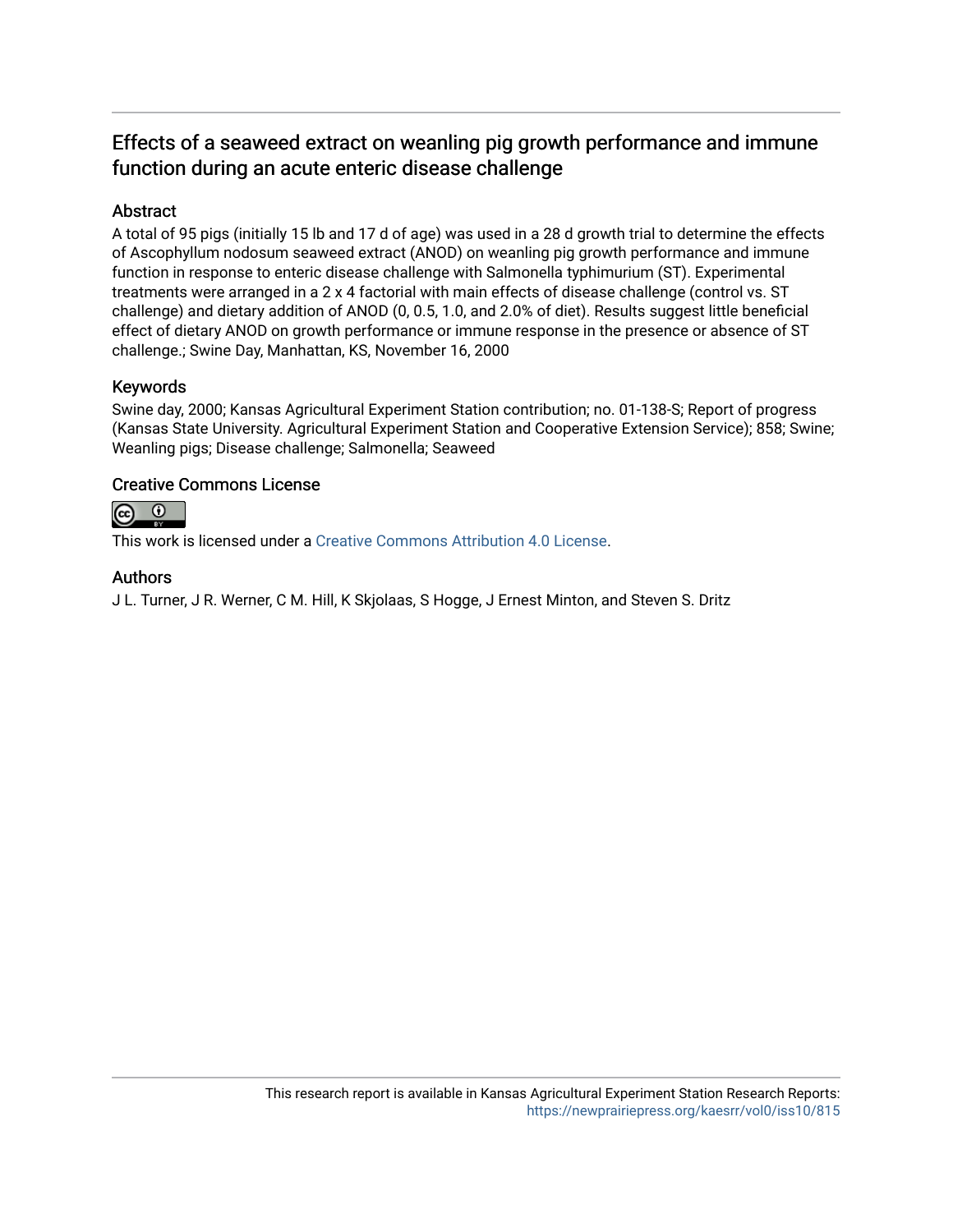## Effects of a seaweed extract on weanling pig growth performance and immune function during an acute enteric disease challenge

### Abstract

A total of 95 pigs (initially 15 lb and 17 d of age) was used in a 28 d growth trial to determine the effects of Ascophyllum nodosum seaweed extract (ANOD) on weanling pig growth performance and immune function in response to enteric disease challenge with Salmonella typhimurium (ST). Experimental treatments were arranged in a 2 x 4 factorial with main effects of disease challenge (control vs. ST challenge) and dietary addition of ANOD (0, 0.5, 1.0, and 2.0% of diet). Results suggest little beneficial effect of dietary ANOD on growth performance or immune response in the presence or absence of ST challenge.; Swine Day, Manhattan, KS, November 16, 2000

### Keywords

Swine day, 2000; Kansas Agricultural Experiment Station contribution; no. 01-138-S; Report of progress (Kansas State University. Agricultural Experiment Station and Cooperative Extension Service); 858; Swine; Weanling pigs; Disease challenge; Salmonella; Seaweed

### Creative Commons License

This work is licensed under a Creative Commons Attribution 4.0 License.

### Authors

J L. Turner, J R. Werner, C M. Hill, K Skjolaas, S Hogge, J Ernest Minton, and Steven S. Dritz

This research report is available in Kansas Agricultural Experiment Station Research Reports: https://newprairiepress.org/kaesrr/vol0/iss10/815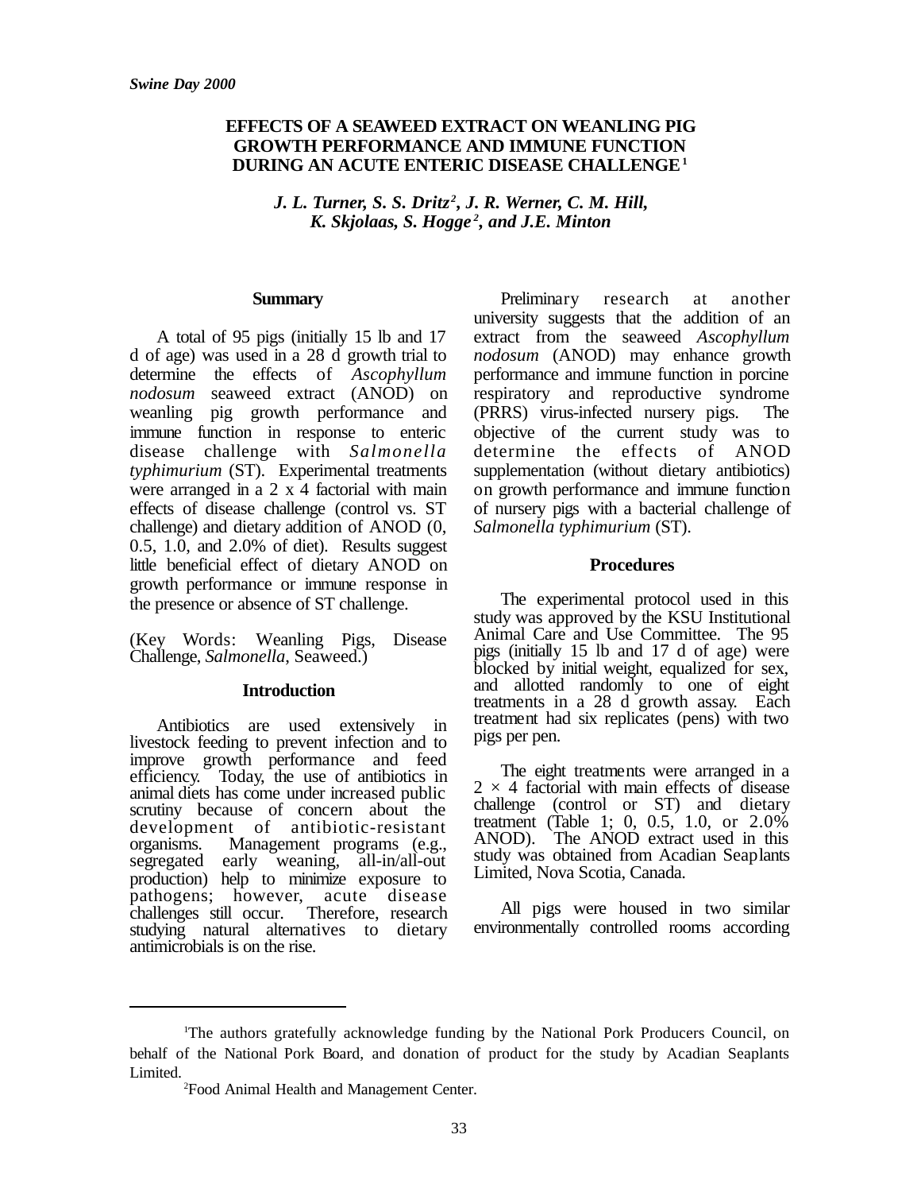*Swine Day 2000*

# EFFECTS OF A SEAWEED EXTRACT ON WEANLING PIG GROWTH PERFORMANCE AND IMMUNE FUNCTION DURING AN ACUTE ENTERIC DISEASE CHALLENGE[1]

***J. L. Turner, S. S. Dritz[2], J. R. Werner, C. M. Hill, K. Skjolaas, S. Hogge[2], and J.E. Minton***

## Summary

A total of 95 pigs (initially 15 lb and 17 d of age) was used in a 28 d growth trial to determine the effects of *Ascophyllum nodosum* seaweed extract (ANOD) on weanling pig growth performance and immune function in response to enteric disease challenge with *Salmonella typhimurium* (ST). Experimental treatments were arranged in a 2 x 4 factorial with main effects of disease challenge (control vs. ST challenge) and dietary addition of ANOD (0, 0.5, 1.0, and 2.0% of diet). Results suggest little beneficial effect of dietary ANOD on growth performance or immune response in the presence or absence of ST challenge.

(Key Words: Weanling Pigs, Disease Challenge, *Salmonella*, Seaweed.)

## Introduction

Antibiotics are used extensively in livestock feeding to prevent infection and to improve growth performance and feed efficiency. Today, the use of antibiotics in animal diets has come under increased public scrutiny because of concern about the development of antibiotic-resistant organisms. Management programs (e.g., segregated early weaning, all-in/all-out production) help to minimize exposure to pathogens; however, acute disease challenges still occur. Therefore, research studying natural alternatives to dietary antimicrobials is on the rise.

Preliminary research at another university suggests that the addition of an extract from the seaweed *Ascophyllum nodosum* (ANOD) may enhance growth performance and immune function in porcine respiratory and reproductive syndrome (PRRS) virus-infected nursery pigs. The objective of the current study was to determine the effects of ANOD supplementation (without dietary antibiotics) on growth performance and immune function of nursery pigs with a bacterial challenge of *Salmonella typhimurium* (ST).

## Procedures

The experimental protocol used in this study was approved by the KSU Institutional Animal Care and Use Committee. The 95 pigs (initially 15 lb and 17 d of age) were blocked by initial weight, equalized for sex, and allotted randomly to one of eight treatments in a 28 d growth assay. Each treatment had six replicates (pens) with two pigs per pen.

The eight treatments were arranged in a $2 \times 4$ factorial with main effects of disease challenge (control or ST) and dietary treatment (Table 1; 0, 0.5, 1.0, or 2.0% ANOD). The ANOD extract used in this study was obtained from Acadian Seaplants Limited, Nova Scotia, Canada.

All pigs were housed in two similar environmentally controlled rooms according

---

[1]The authors gratefully acknowledge funding by the National Pork Producers Council, on behalf of the National Pork Board, and donation of product for the study by Acadian Seaplants Limited.

[2]Food Animal Health and Management Center.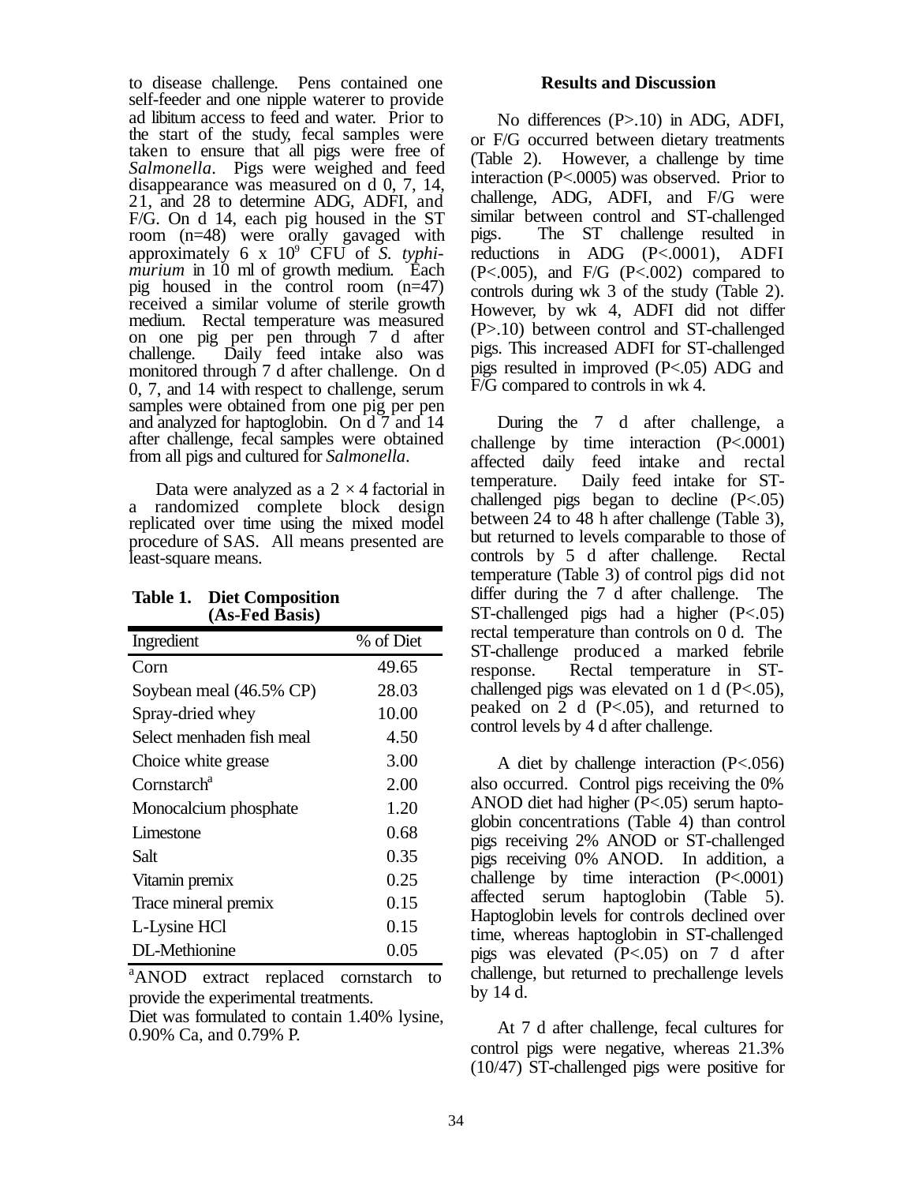to disease challenge. Pens contained one self-feeder and one nipple waterer to provide ad libitum access to feed and water. Prior to the start of the study, fecal samples were taken to ensure that all pigs were free of *Salmonella*. Pigs were weighed and feed disappearance was measured on d 0, 7, 14, 21, and 28 to determine ADG, ADFI, and F/G. On d 14, each pig housed in the ST room (n=48) were orally gavaged with approximately 6 x $10^9$ CFU of *S. typhimurium* in 10 ml of growth medium. Each pig housed in the control room (n=47) received a similar volume of sterile growth medium. Rectal temperature was measured on one pig per pen through 7 d after challenge. Daily feed intake also was monitored through 7 d after challenge. On d 0, 7, and 14 with respect to challenge, serum samples were obtained from one pig per pen and analyzed for haptoglobin. On d 7 and 14 after challenge, fecal samples were obtained from all pigs and cultured for *Salmonella*.

Data were analyzed as a $2 \times 4$ factorial in a randomized complete block design replicated over time using the mixed model procedure of SAS. All means presented are least-square means.

**Table 1. Diet Composition (As-Fed Basis)**

| Ingredient | % of Diet |
|---|---|
| Corn | 49.65 |
| Soybean meal (46.5% CP) | 28.03 |
| Spray-dried whey | 10.00 |
| Select menhaden fish meal | 4.50 |
| Choice white grease | 3.00 |
| Cornstarch[a] | 2.00 |
| Monocalcium phosphate | 1.20 |
| Limestone | 0.68 |
| Salt | 0.35 |
| Vitamin premix | 0.25 |
| Trace mineral premix | 0.15 |
| L-Lysine HCl | 0.15 |
| DL-Methionine | 0.05 |

[a]ANOD extract replaced cornstarch to provide the experimental treatments.

Diet was formulated to contain 1.40% lysine, 0.90% Ca, and 0.79% P.

## Results and Discussion

No differences (P>.10) in ADG, ADFI, or F/G occurred between dietary treatments (Table 2). However, a challenge by time interaction (P<.0005) was observed. Prior to challenge, ADG, ADFI, and F/G were similar between control and ST-challenged pigs. The ST challenge resulted in reductions in ADG (P<.0001), ADFI (P<.005), and F/G (P<.002) compared to controls during wk 3 of the study (Table 2). However, by wk 4, ADFI did not differ (P>.10) between control and ST-challenged pigs. This increased ADFI for ST-challenged pigs resulted in improved (P<.05) ADG and F/G compared to controls in wk 4.

During the 7 d after challenge, a challenge by time interaction (P<.0001) affected daily feed intake and rectal temperature. Daily feed intake for ST-challenged pigs began to decline (P<.05) between 24 to 48 h after challenge (Table 3), but returned to levels comparable to those of controls by 5 d after challenge. Rectal temperature (Table 3) of control pigs did not differ during the 7 d after challenge. The ST-challenged pigs had a higher (P<.05) rectal temperature than controls on 0 d. The ST-challenge produced a marked febrile response. Rectal temperature in ST-challenged pigs was elevated on 1 d (P<.05), peaked on 2 d (P<.05), and returned to control levels by 4 d after challenge.

A diet by challenge interaction (P<.056) also occurred. Control pigs receiving the 0% ANOD diet had higher (P<.05) serum haptoglobin concentrations (Table 4) than control pigs receiving 2% ANOD or ST-challenged pigs receiving 0% ANOD. In addition, a challenge by time interaction (P<.0001) affected serum haptoglobin (Table 5). Haptoglobin levels for controls declined over time, whereas haptoglobin in ST-challenged pigs was elevated (P<.05) on 7 d after challenge, but returned to prechallenge levels by 14 d.

At 7 d after challenge, fecal cultures for control pigs were negative, whereas 21.3% (10/47) ST-challenged pigs were positive for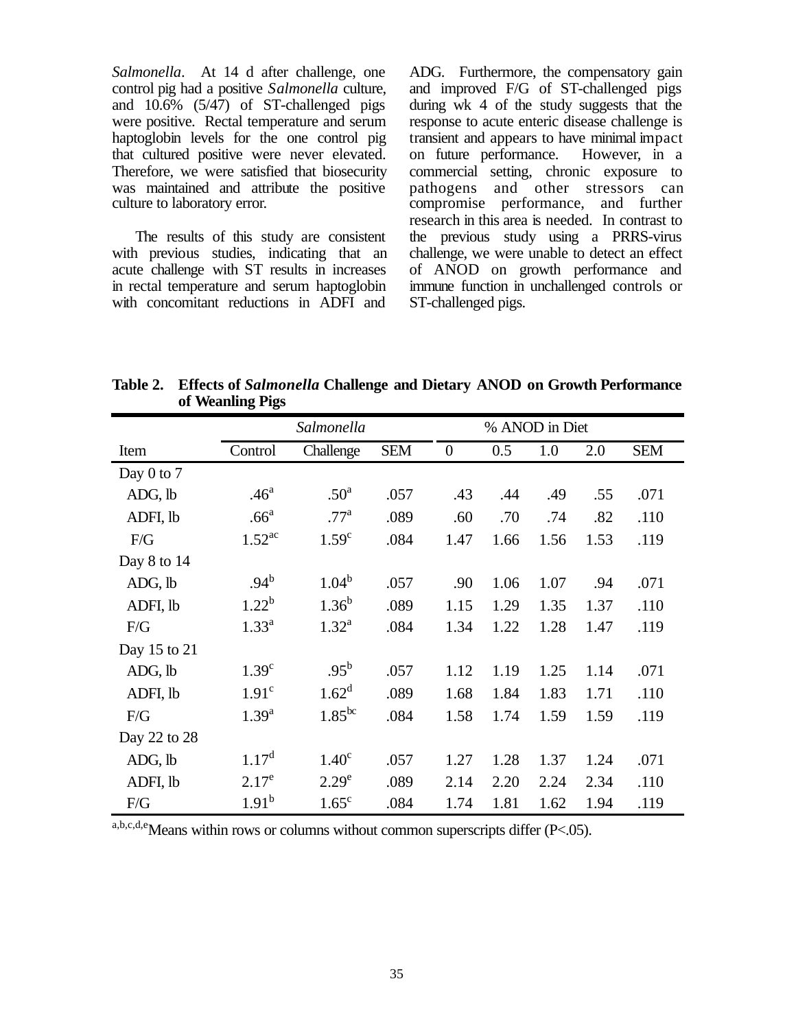*Salmonella*. At 14 d after challenge, one control pig had a positive *Salmonella* culture, and 10.6% (5/47) of ST-challenged pigs were positive. Rectal temperature and serum haptoglobin levels for the one control pig that cultured positive were never elevated. Therefore, we were satisfied that biosecurity was maintained and attribute the positive culture to laboratory error.

The results of this study are consistent with previous studies, indicating that an acute challenge with ST results in increases in rectal temperature and serum haptoglobin with concomitant reductions in ADFI and ADG. Furthermore, the compensatory gain and improved F/G of ST-challenged pigs during wk 4 of the study suggests that the response to acute enteric disease challenge is transient and appears to have minimal impact on future performance. However, in a commercial setting, chronic exposure to pathogens and other stressors can compromise performance, and further research in this area is needed. In contrast to the previous study using a PRRS-virus challenge, we were unable to detect an effect of ANOD on growth performance and immune function in unchallenged controls or ST-challenged pigs.

**Table 2. Effects of *Salmonella* Challenge and Dietary ANOD on Growth Performance of Weanling Pigs**

| | *Salmonella* | | | % ANOD in Diet | | | | |
|---|---|---|---|---|---|---|---|---|
| Item | Control | Challenge | SEM | 0 | 0.5 | 1.0 | 2.0 | SEM |
| Day 0 to 7 | | | | | | | | |
| ADG, lb | .46[a] | .50[a] | .057 | .43 | .44 | .49 | .55 | .071 |
| ADFI, lb | .66[a] | .77[a] | .089 | .60 | .70 | .74 | .82 | .110 |
| F/G | 1.52[ac] | 1.59[c] | .084 | 1.47 | 1.66 | 1.56 | 1.53 | .119 |
| Day 8 to 14 | | | | | | | | |
| ADG, lb | .94[b] | 1.04[b] | .057 | .90 | 1.06 | 1.07 | .94 | .071 |
| ADFI, lb | 1.22[b] | 1.36[b] | .089 | 1.15 | 1.29 | 1.35 | 1.37 | .110 |
| F/G | 1.33[a] | 1.32[a] | .084 | 1.34 | 1.22 | 1.28 | 1.47 | .119 |
| Day 15 to 21 | | | | | | | | |
| ADG, lb | 1.39[c] | .95[b] | .057 | 1.12 | 1.19 | 1.25 | 1.14 | .071 |
| ADFI, lb | 1.91[c] | 1.62[d] | .089 | 1.68 | 1.84 | 1.83 | 1.71 | .110 |
| F/G | 1.39[a] | 1.85[bc] | .084 | 1.58 | 1.74 | 1.59 | 1.59 | .119 |
| Day 22 to 28 | | | | | | | | |
| ADG, lb | 1.17[d] | 1.40[c] | .057 | 1.27 | 1.28 | 1.37 | 1.24 | .071 |
| ADFI, lb | 2.17[e] | 2.29[e] | .089 | 2.14 | 2.20 | 2.24 | 2.34 | .110 |
| F/G | 1.91[b] | 1.65[c] | .084 | 1.74 | 1.81 | 1.62 | 1.94 | .119 |

[a,b,c,d,e]Means within rows or columns without common superscripts differ ($P<.05$).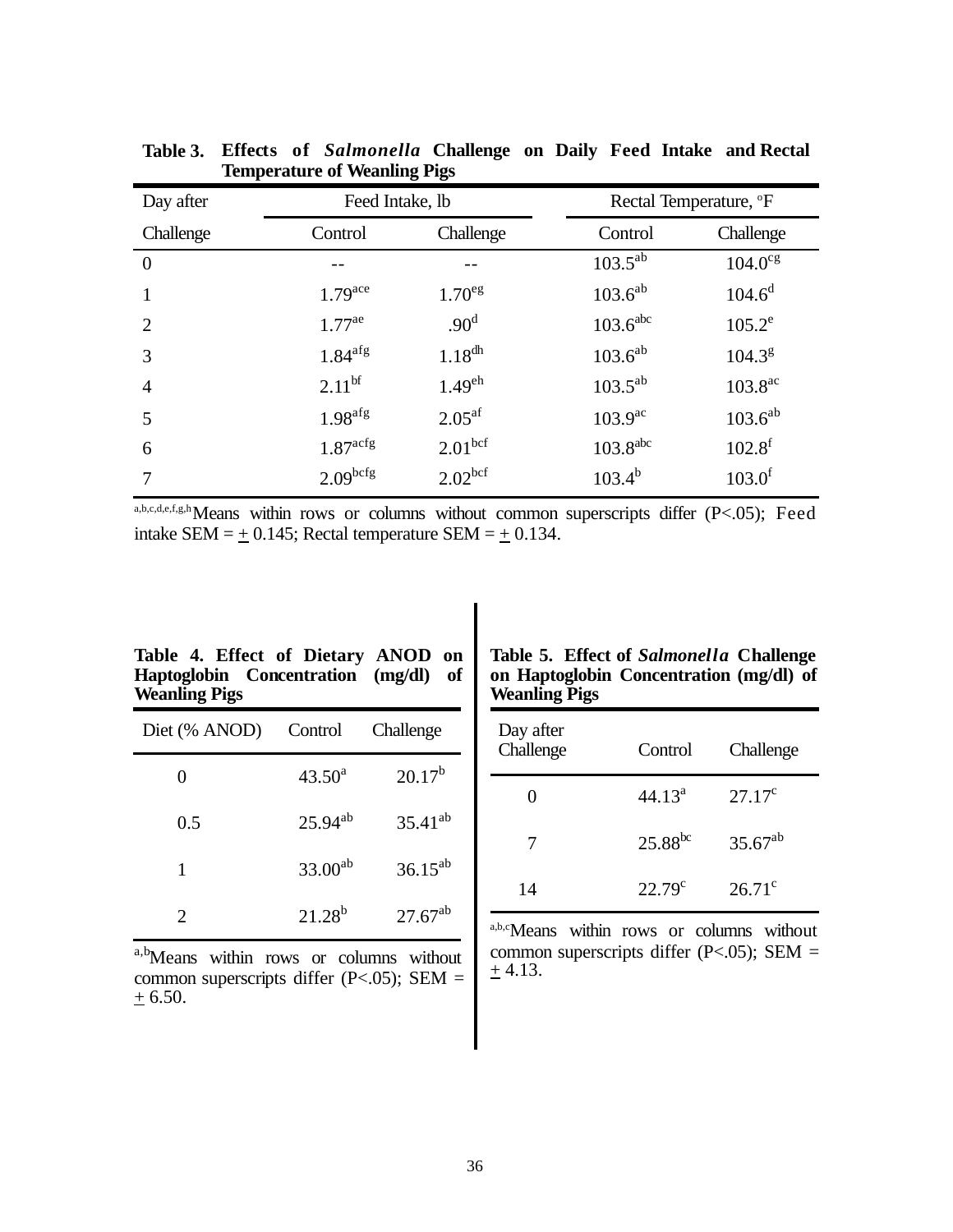**Table 3. Effects of *Salmonella* Challenge on Daily Feed Intake and Rectal Temperature of Weanling Pigs**

| Day after | Feed Intake, lb | | Rectal Temperature, °F | |
|---|---|---|---|---|
| Challenge | Control | Challenge | Control | Challenge |
| 0 | -- | -- | $103.5^{ab}$ | $104.0^{cg}$ |
| 1 | $1.79^{ace}$ | $1.70^{eg}$ | $103.6^{ab}$ | $104.6^{d}$ |
| 2 | $1.77^{ae}$ | $.90^{d}$ | $103.6^{abc}$ | $105.2^{e}$ |
| 3 | $1.84^{afg}$ | $1.18^{dh}$ | $103.6^{ab}$ | $104.3^{g}$ |
| 4 | $2.11^{bf}$ | $1.49^{eh}$ | $103.5^{ab}$ | $103.8^{ac}$ |
| 5 | $1.98^{afg}$ | $2.05^{af}$ | $103.9^{ac}$ | $103.6^{ab}$ |
| 6 | $1.87^{acfg}$ | $2.01^{bcf}$ | $103.8^{abc}$ | $102.8^{f}$ |
| 7 | $2.09^{bcfg}$ | $2.02^{bcf}$ | $103.4^{b}$ | $103.0^{f}$ |

[a,b,c,d,e,f,g,h]Means within rows or columns without common superscripts differ (P<.05); Feed intake SEM = ± 0.145; Rectal temperature SEM = ± 0.134.

**Table 4. Effect of Dietary ANOD on Haptoglobin Concentration (mg/dl) of Weanling Pigs**

| Diet (% ANOD) | Control | Challenge |
|---|---|---|
| 0 | $43.50^{a}$ | $20.17^{b}$ |
| 0.5 | $25.94^{ab}$ | $35.41^{ab}$ |
| 1 | $33.00^{ab}$ | $36.15^{ab}$ |
| 2 | $21.28^{b}$ | $27.67^{ab}$ |

[a,b]Means within rows or columns without common superscripts differ (P<.05); SEM = ± 6.50.

**Table 5. Effect of *Salmonella* Challenge on Haptoglobin Concentration (mg/dl) of Weanling Pigs**

| Day after Challenge | Control | Challenge |
|---|---|---|
| 0 | $44.13^{a}$ | $27.17^{c}$ |
| 7 | $25.88^{bc}$ | $35.67^{ab}$ |
| 14 | $22.79^{c}$ | $26.71^{c}$ |

[a,b,c]Means within rows or columns without common superscripts differ (P<.05); SEM = ± 4.13.